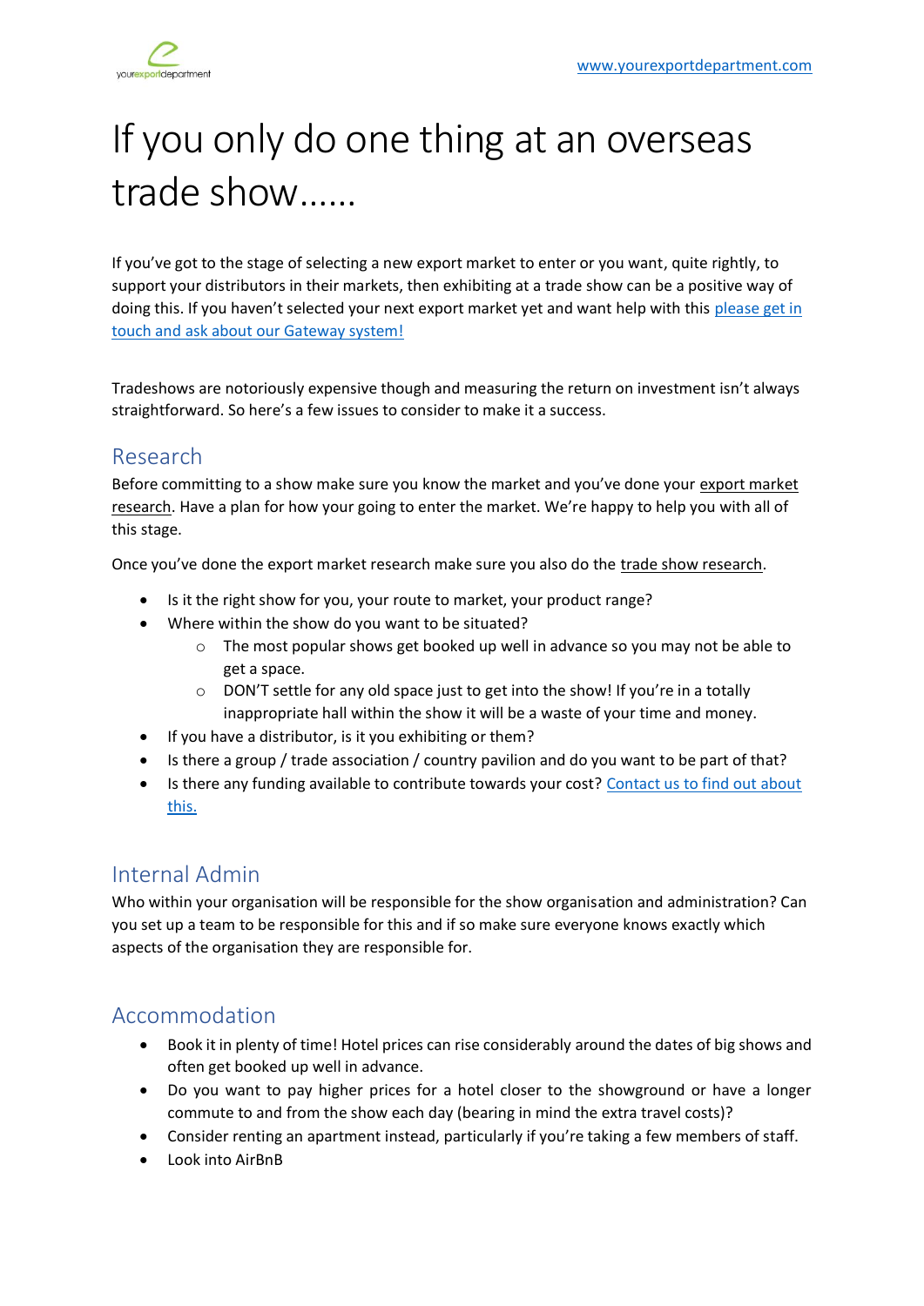# If you only do one thing at an overseas trade show......

If you've got to the stage of selecting a new export market to enter or you want, quite rightly, to support your distributors in their markets, then exhibiting at a trade show can be a positive way of doing this. If you haven't selected your next export market yet and want help with this please get in touch and ask about our Gateway system!

Tradeshows are notoriously expensive though and measuring the return on investment isn't always straightforward. So here's a few issues to consider to make it a success.

## Research

Before committing to a show make sure you know the market and you've done your export market research. Have a plan for how your going to enter the market. We're happy to help you with all of this stage.

Once you've done the export market research make sure you also do the trade show research.

- Is it the right show for you, your route to market, your product range?
- Where within the show do you want to be situated?
  - The most popular shows get booked up well in advance so you may not be able to get a space.
  - DON'T settle for any old space just to get into the show! If you're in a totally inappropriate hall within the show it will be a waste of your time and money.
- If you have a distributor, is it you exhibiting or them?
- Is there a group / trade association / country pavilion and do you want to be part of that?
- Is there any funding available to contribute towards your cost? Contact us to find out about this.

## Internal Admin

Who within your organisation will be responsible for the show organisation and administration? Can you set up a team to be responsible for this and if so make sure everyone knows exactly which aspects of the organisation they are responsible for.

## Accommodation

- Book it in plenty of time! Hotel prices can rise considerably around the dates of big shows and often get booked up well in advance.
- Do you want to pay higher prices for a hotel closer to the showground or have a longer commute to and from the show each day (bearing in mind the extra travel costs)?
- Consider renting an apartment instead, particularly if you're taking a few members of staff.
- Look into AirBnB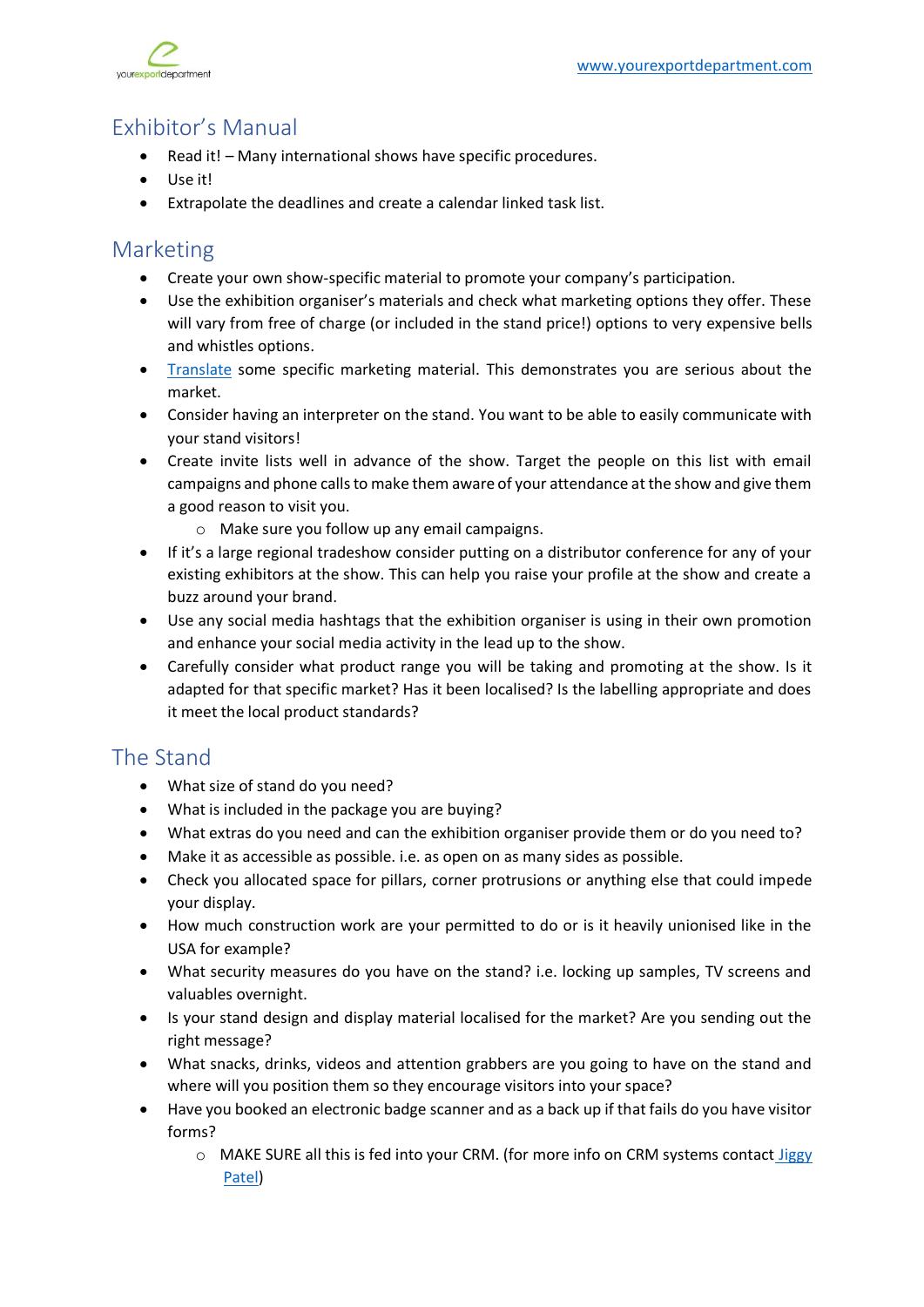## Exhibitor's Manual

- Read it! – Many international shows have specific procedures.
- Use it!
- Extrapolate the deadlines and create a calendar linked task list.

## Marketing

- Create your own show-specific material to promote your company's participation.
- Use the exhibition organiser's materials and check what marketing options they offer. These will vary from free of charge (or included in the stand price!) options to very expensive bells and whistles options.
- [Translate](#) some specific marketing material. This demonstrates you are serious about the market.
- Consider having an interpreter on the stand. You want to be able to easily communicate with your stand visitors!
- Create invite lists well in advance of the show. Target the people on this list with email campaigns and phone calls to make them aware of your attendance at the show and give them a good reason to visit you.
    - Make sure you follow up any email campaigns.
- If it's a large regional tradeshow consider putting on a distributor conference for any of your existing exhibitors at the show. This can help you raise your profile at the show and create a buzz around your brand.
- Use any social media hashtags that the exhibition organiser is using in their own promotion and enhance your social media activity in the lead up to the show.
- Carefully consider what product range you will be taking and promoting at the show. Is it adapted for that specific market? Has it been localised? Is the labelling appropriate and does it meet the local product standards?

## The Stand

- What size of stand do you need?
- What is included in the package you are buying?
- What extras do you need and can the exhibition organiser provide them or do you need to?
- Make it as accessible as possible. i.e. as open on as many sides as possible.
- Check you allocated space for pillars, corner protrusions or anything else that could impede your display.
- How much construction work are your permitted to do or is it heavily unionised like in the USA for example?
- What security measures do you have on the stand? i.e. locking up samples, TV screens and valuables overnight.
- Is your stand design and display material localised for the market? Are you sending out the right message?
- What snacks, drinks, videos and attention grabbers are you going to have on the stand and where will you position them so they encourage visitors into your space?
- Have you booked an electronic badge scanner and as a back up if that fails do you have visitor forms?
    - MAKE SURE all this is fed into your CRM. (for more info on CRM systems contact [Jiggy Patel](#))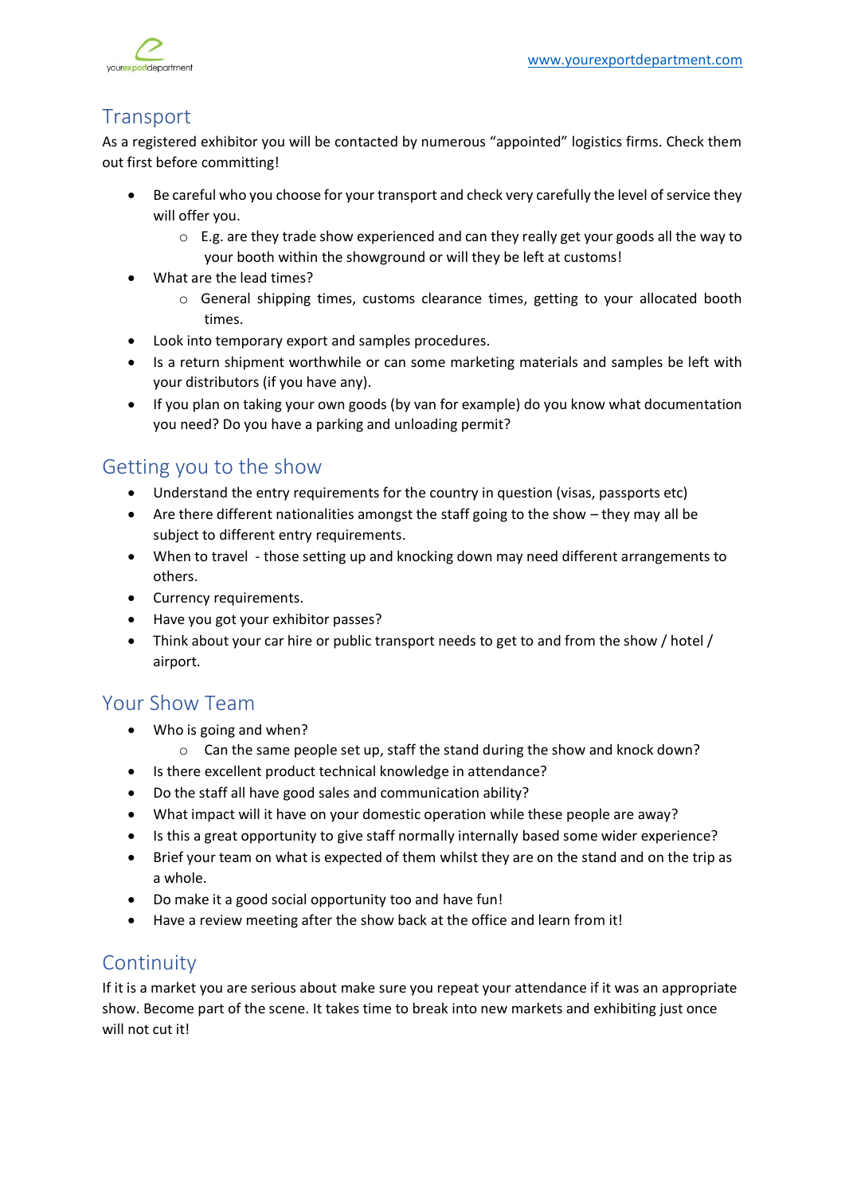## Transport

As a registered exhibitor you will be contacted by numerous "appointed" logistics firms. Check them out first before committing!

- Be careful who you choose for your transport and check very carefully the level of service they will offer you.
  - E.g. are they trade show experienced and can they really get your goods all the way to your booth within the showground or will they be left at customs!
- What are the lead times?
  - General shipping times, customs clearance times, getting to your allocated booth times.
- Look into temporary export and samples procedures.
- Is a return shipment worthwhile or can some marketing materials and samples be left with your distributors (if you have any).
- If you plan on taking your own goods (by van for example) do you know what documentation you need? Do you have a parking and unloading permit?

## Getting you to the show

- Understand the entry requirements for the country in question (visas, passports etc)
- Are there different nationalities amongst the staff going to the show – they may all be subject to different entry requirements.
- When to travel - those setting up and knocking down may need different arrangements to others.
- Currency requirements.
- Have you got your exhibitor passes?
- Think about your car hire or public transport needs to get to and from the show / hotel / airport.

## Your Show Team

- Who is going and when?
  - Can the same people set up, staff the stand during the show and knock down?
- Is there excellent product technical knowledge in attendance?
- Do the staff all have good sales and communication ability?
- What impact will it have on your domestic operation while these people are away?
- Is this a great opportunity to give staff normally internally based some wider experience?
- Brief your team on what is expected of them whilst they are on the stand and on the trip as a whole.
- Do make it a good social opportunity too and have fun!
- Have a review meeting after the show back at the office and learn from it!

## Continuity

If it is a market you are serious about make sure you repeat your attendance if it was an appropriate show. Become part of the scene. It takes time to break into new markets and exhibiting just once will not cut it!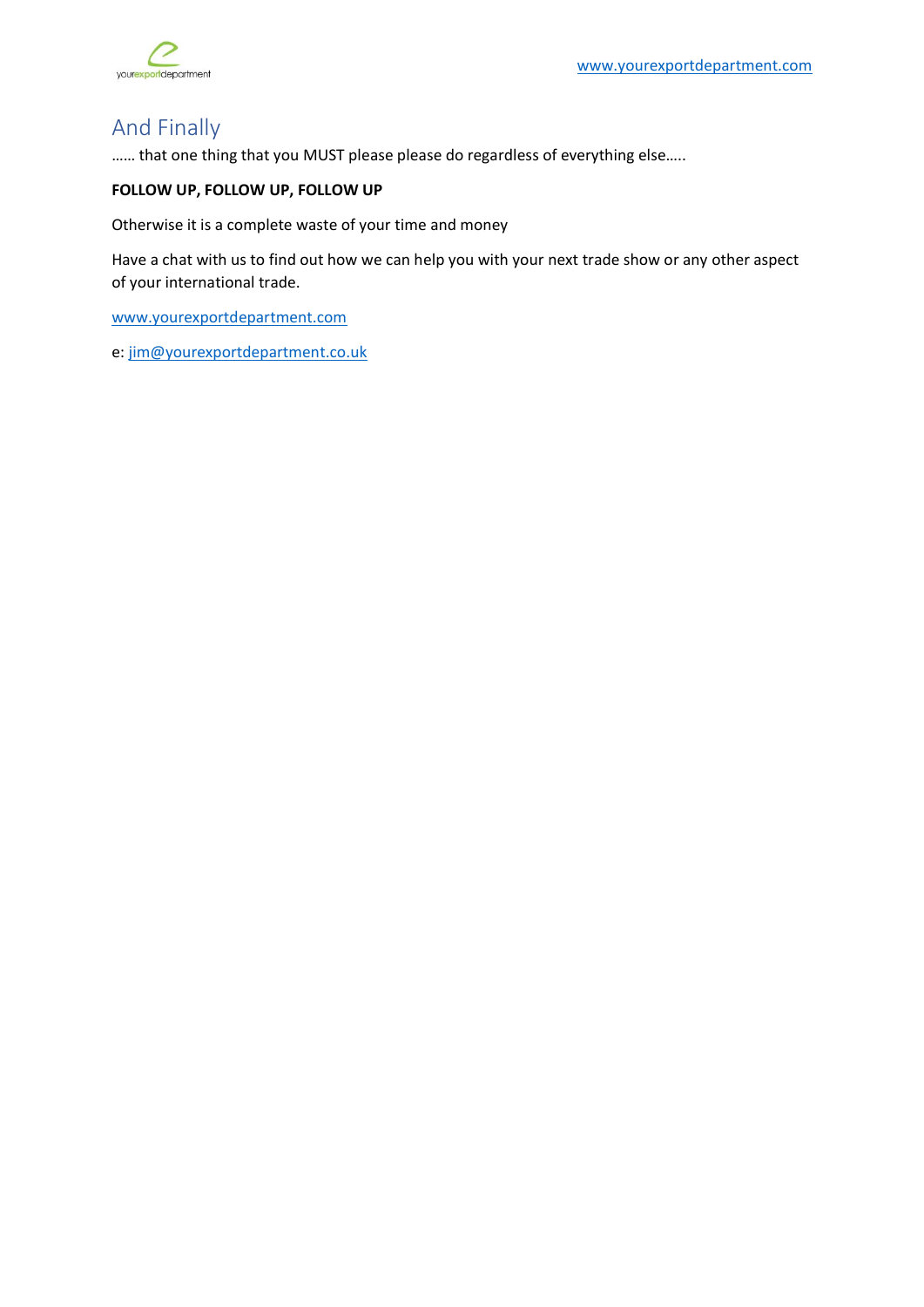## And Finally

…… that one thing that you MUST please please do regardless of everything else…..

**FOLLOW UP, FOLLOW UP, FOLLOW UP**

Otherwise it is a complete waste of your time and money

Have a chat with us to find out how we can help you with your next trade show or any other aspect of your international trade.

www.yourexportdepartment.com

e: jim@yourexportdepartment.co.uk